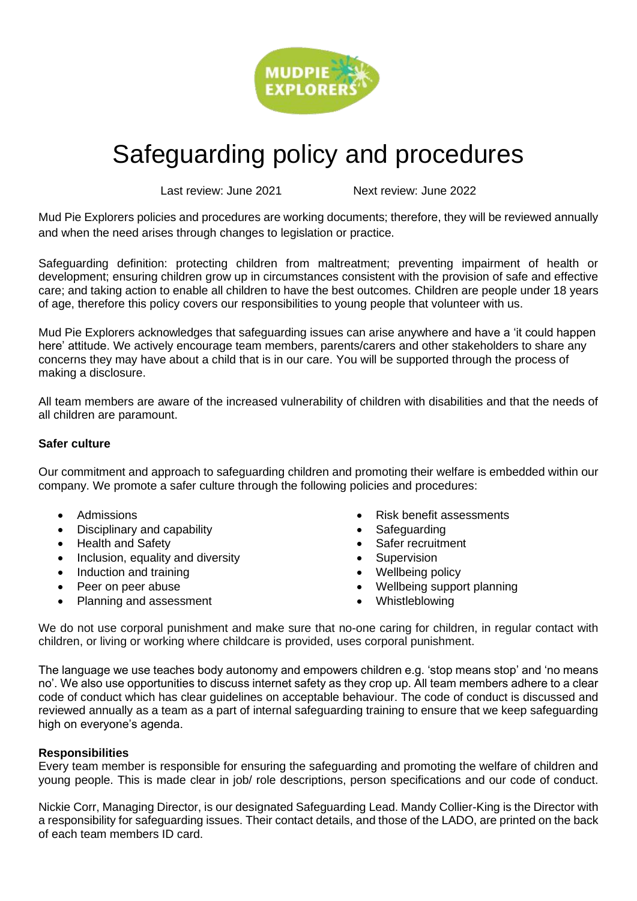# Safeguarding policy and procedures

Last review: June 2021 Next review: June 2022

Mud Pie Explorers policies and procedures are working documents; therefore, they will be reviewed annually and when the need arises through changes to legislation or practice.

Safeguarding definition: protecting children from maltreatment; preventing impairment of health or development; ensuring children grow up in circumstances consistent with the provision of safe and effective care; and taking action to enable all children to have the best outcomes. Children are people under 18 years of age, therefore this policy covers our responsibilities to young people that volunteer with us.

Mud Pie Explorers acknowledges that safeguarding issues can arise anywhere and have a 'it could happen here' attitude. We actively encourage team members, parents/carers and other stakeholders to share any concerns they may have about a child that is in our care. You will be supported through the process of making a disclosure.

All team members are aware of the increased vulnerability of children with disabilities and that the needs of all children are paramount.

**Safer culture**

Our commitment and approach to safeguarding children and promoting their welfare is embedded within our company. We promote a safer culture through the following policies and procedures:

- Admissions
- Disciplinary and capability
- Health and Safety
- Inclusion, equality and diversity
- Induction and training
- Peer on peer abuse
- Planning and assessment
- Risk benefit assessments
- Safeguarding
- Safer recruitment
- Supervision
- Wellbeing policy
- Wellbeing support planning
- Whistleblowing

We do not use corporal punishment and make sure that no-one caring for children, in regular contact with children, or living or working where childcare is provided, uses corporal punishment.

The language we use teaches body autonomy and empowers children e.g. 'stop means stop' and 'no means no'. We also use opportunities to discuss internet safety as they crop up. All team members adhere to a clear code of conduct which has clear guidelines on acceptable behaviour. The code of conduct is discussed and reviewed annually as a team as a part of internal safeguarding training to ensure that we keep safeguarding high on everyone's agenda.

**Responsibilities**

Every team member is responsible for ensuring the safeguarding and promoting the welfare of children and young people. This is made clear in job/ role descriptions, person specifications and our code of conduct.

Nickie Corr, Managing Director, is our designated Safeguarding Lead. Mandy Collier-King is the Director with a responsibility for safeguarding issues. Their contact details, and those of the LADO, are printed on the back of each team members ID card.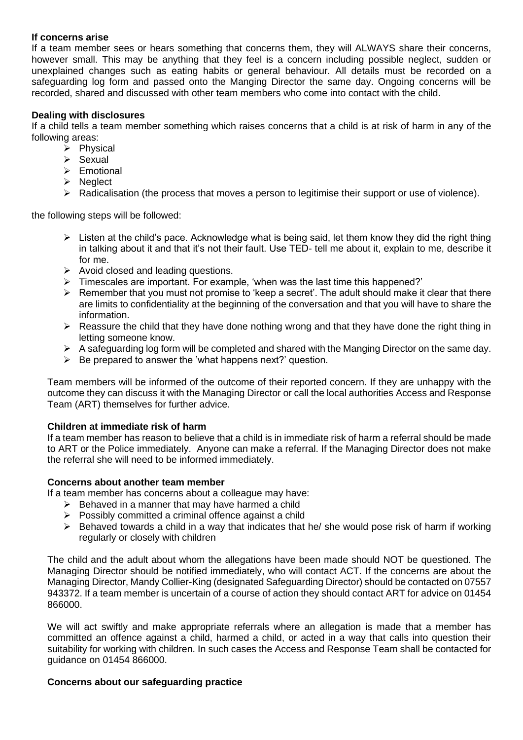**If concerns arise**

If a team member sees or hears something that concerns them, they will ALWAYS share their concerns, however small. This may be anything that they feel is a concern including possible neglect, sudden or unexplained changes such as eating habits or general behaviour. All details must be recorded on a safeguarding log form and passed onto the Manging Director the same day. Ongoing concerns will be recorded, shared and discussed with other team members who come into contact with the child.

**Dealing with disclosures**

If a child tells a team member something which raises concerns that a child is at risk of harm in any of the following areas:

- Physical
- Sexual
- Emotional
- Neglect
- Radicalisation (the process that moves a person to legitimise their support or use of violence).

the following steps will be followed:

- Listen at the child's pace. Acknowledge what is being said, let them know they did the right thing in talking about it and that it's not their fault. Use TED- tell me about it, explain to me, describe it for me.
- Avoid closed and leading questions.
- Timescales are important. For example, 'when was the last time this happened?'
- Remember that you must not promise to 'keep a secret'. The adult should make it clear that there are limits to confidentiality at the beginning of the conversation and that you will have to share the information.
- Reassure the child that they have done nothing wrong and that they have done the right thing in letting someone know.
- A safeguarding log form will be completed and shared with the Manging Director on the same day.
- Be prepared to answer the 'what happens next?' question.

Team members will be informed of the outcome of their reported concern. If they are unhappy with the outcome they can discuss it with the Managing Director or call the local authorities Access and Response Team (ART) themselves for further advice.

**Children at immediate risk of harm**

If a team member has reason to believe that a child is in immediate risk of harm a referral should be made to ART or the Police immediately. Anyone can make a referral. If the Managing Director does not make the referral she will need to be informed immediately.

**Concerns about another team member**

If a team member has concerns about a colleague may have:

- Behaved in a manner that may have harmed a child
- Possibly committed a criminal offence against a child
- Behaved towards a child in a way that indicates that he/ she would pose risk of harm if working regularly or closely with children

The child and the adult about whom the allegations have been made should NOT be questioned. The Managing Director should be notified immediately, who will contact ACT. If the concerns are about the Managing Director, Mandy Collier-King (designated Safeguarding Director) should be contacted on 07557 943372. If a team member is uncertain of a course of action they should contact ART for advice on 01454 866000.

We will act swiftly and make appropriate referrals where an allegation is made that a member has committed an offence against a child, harmed a child, or acted in a way that calls into question their suitability for working with children. In such cases the Access and Response Team shall be contacted for guidance on 01454 866000.

**Concerns about our safeguarding practice**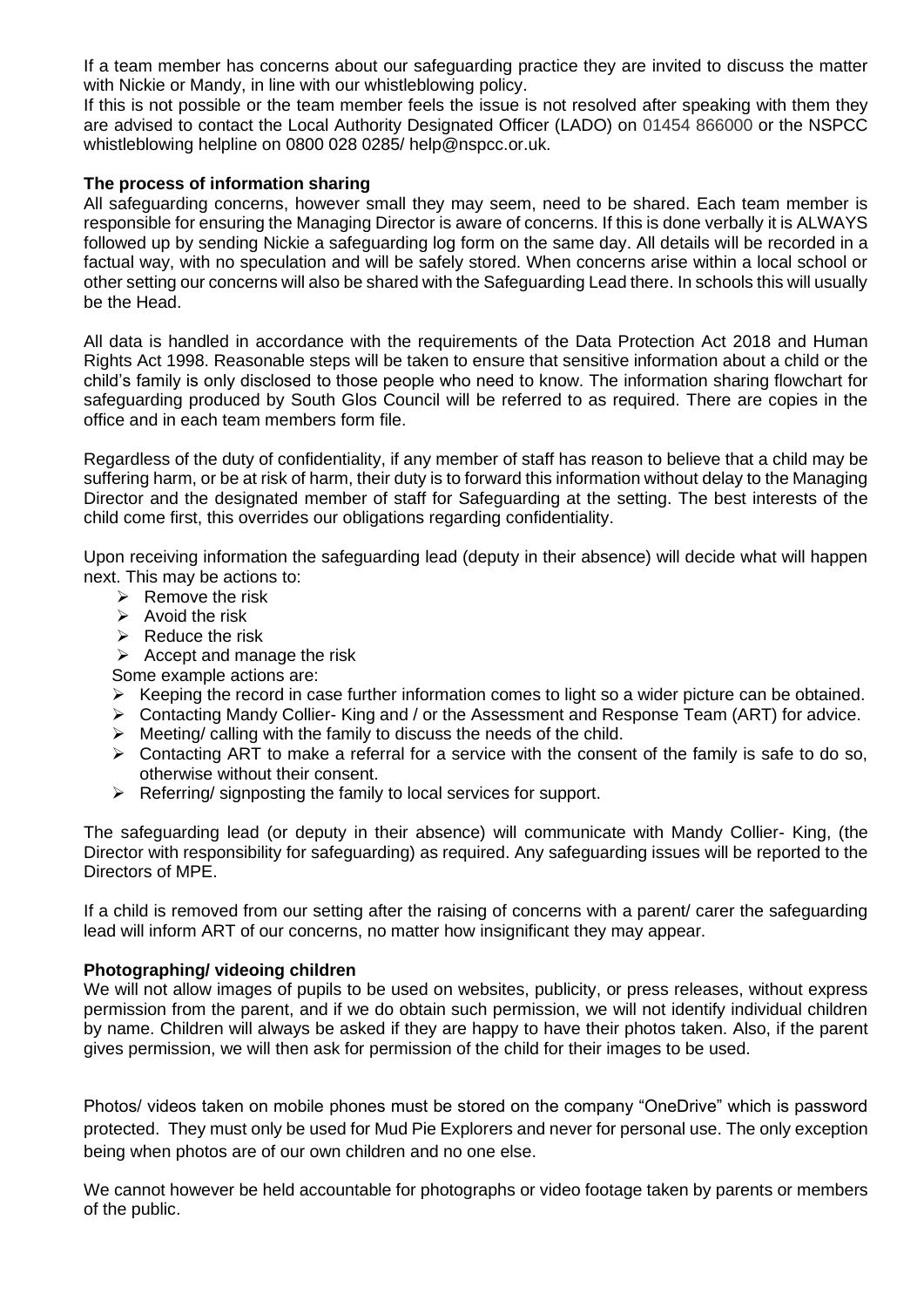If a team member has concerns about our safeguarding practice they are invited to discuss the matter with Nickie or Mandy, in line with our whistleblowing policy.
If this is not possible or the team member feels the issue is not resolved after speaking with them they are advised to contact the Local Authority Designated Officer (LADO) on 01454 866000 or the NSPCC whistleblowing helpline on 0800 028 0285/ help@nspcc.or.uk.

**The process of information sharing**

All safeguarding concerns, however small they may seem, need to be shared. Each team member is responsible for ensuring the Managing Director is aware of concerns. If this is done verbally it is ALWAYS followed up by sending Nickie a safeguarding log form on the same day. All details will be recorded in a factual way, with no speculation and will be safely stored. When concerns arise within a local school or other setting our concerns will also be shared with the Safeguarding Lead there. In schools this will usually be the Head.

All data is handled in accordance with the requirements of the Data Protection Act 2018 and Human Rights Act 1998. Reasonable steps will be taken to ensure that sensitive information about a child or the child's family is only disclosed to those people who need to know. The information sharing flowchart for safeguarding produced by South Glos Council will be referred to as required. There are copies in the office and in each team members form file.

Regardless of the duty of confidentiality, if any member of staff has reason to believe that a child may be suffering harm, or be at risk of harm, their duty is to forward this information without delay to the Managing Director and the designated member of staff for Safeguarding at the setting. The best interests of the child come first, this overrides our obligations regarding confidentiality.

Upon receiving information the safeguarding lead (deputy in their absence) will decide what will happen next. This may be actions to:

- Remove the risk
- Avoid the risk
- Reduce the risk
- Accept and manage the risk

Some example actions are:

- Keeping the record in case further information comes to light so a wider picture can be obtained.
- Contacting Mandy Collier- King and / or the Assessment and Response Team (ART) for advice.
- Meeting/ calling with the family to discuss the needs of the child.
- Contacting ART to make a referral for a service with the consent of the family is safe to do so, otherwise without their consent.
- Referring/ signposting the family to local services for support.

The safeguarding lead (or deputy in their absence) will communicate with Mandy Collier- King, (the Director with responsibility for safeguarding) as required. Any safeguarding issues will be reported to the Directors of MPE.

If a child is removed from our setting after the raising of concerns with a parent/ carer the safeguarding lead will inform ART of our concerns, no matter how insignificant they may appear.

**Photographing/ videoing children**

We will not allow images of pupils to be used on websites, publicity, or press releases, without express permission from the parent, and if we do obtain such permission, we will not identify individual children by name. Children will always be asked if they are happy to have their photos taken. Also, if the parent gives permission, we will then ask for permission of the child for their images to be used.

Photos/ videos taken on mobile phones must be stored on the company "OneDrive" which is password protected. They must only be used for Mud Pie Explorers and never for personal use. The only exception being when photos are of our own children and no one else.

We cannot however be held accountable for photographs or video footage taken by parents or members of the public.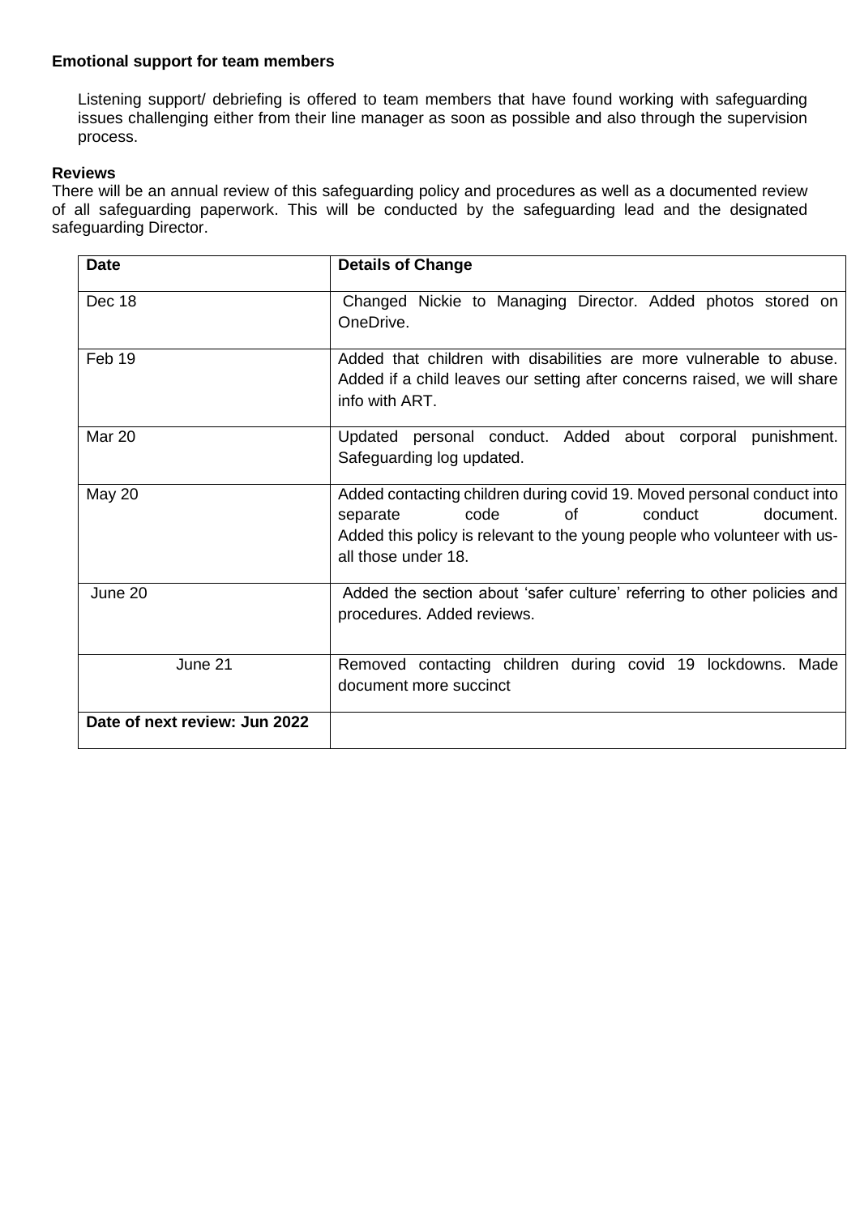**Emotional support for team members**

Listening support/ debriefing is offered to team members that have found working with safeguarding issues challenging either from their line manager as soon as possible and also through the supervision process.

**Reviews**

There will be an annual review of this safeguarding policy and procedures as well as a documented review of all safeguarding paperwork. This will be conducted by the safeguarding lead and the designated safeguarding Director.

| Date | Details of Change |
|---|---|
| Dec 18 | Changed Nickie to Managing Director. Added photos stored on OneDrive. |
| Feb 19 | Added that children with disabilities are more vulnerable to abuse. Added if a child leaves our setting after concerns raised, we will share info with ART. |
| Mar 20 | Updated personal conduct. Added about corporal punishment. Safeguarding log updated. |
| May 20 | Added contacting children during covid 19. Moved personal conduct into separate code of conduct document. Added this policy is relevant to the young people who volunteer with us- all those under 18. |
| June 20 | Added the section about 'safer culture' referring to other policies and procedures. Added reviews. |
| June 21 | Removed contacting children during covid 19 lockdowns. Made document more succinct |
| **Date of next review: Jun 2022** | |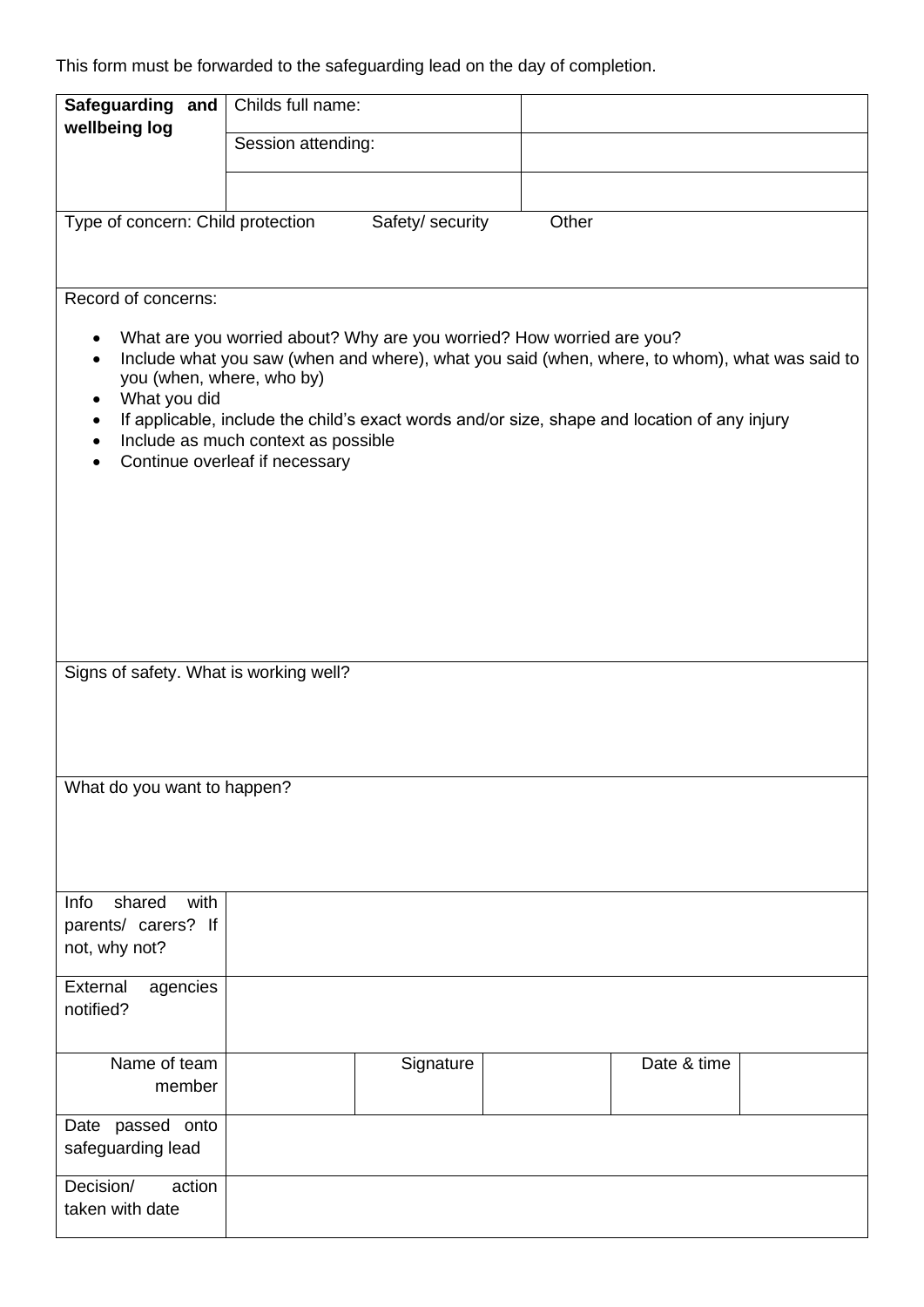This form must be forwarded to the safeguarding lead on the day of completion.

| **Safeguarding and wellbeing log** | Childs full name: | |
|---|---|---|
| | Session attending: | |
| | | |

Type of concern: Child protection Safety/ security Other

Record of concerns:

- What are you worried about? Why are you worried? How worried are you?
- Include what you saw (when and where), what you said (when, where, to whom), what was said to you (when, where, who by)
- What you did
- If applicable, include the child's exact words and/or size, shape and location of any injury
- Include as much context as possible
- Continue overleaf if necessary

Signs of safety. What is working well?

What do you want to happen?

| Info shared with parents/ carers? If not, why not? | | | | | |
|---|---|---|---|---|---|
| External agencies notified? | | | | | |
| Name of team member | | Signature | | Date & time | |
| Date passed onto safeguarding lead | | | | | |
| Decision/ action taken with date | | | | | |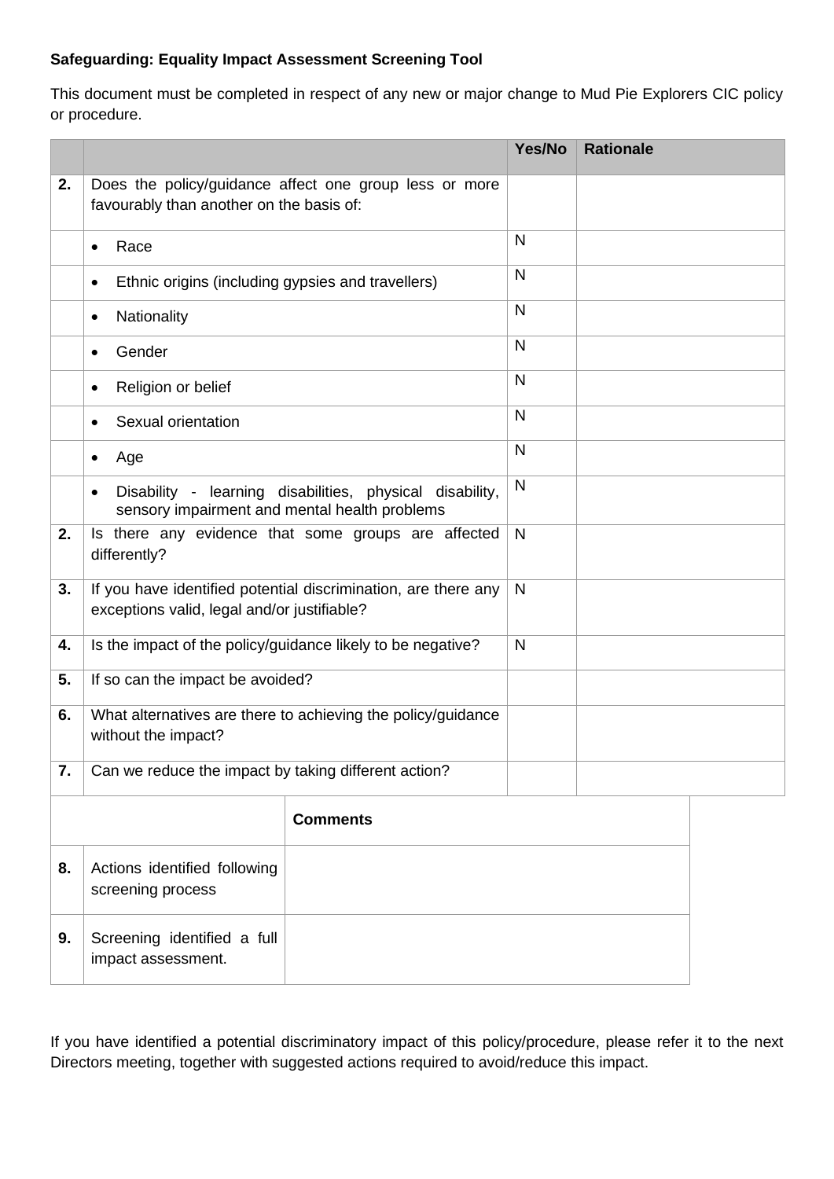**Safeguarding: Equality Impact Assessment Screening Tool**

This document must be completed in respect of any new or major change to Mud Pie Explorers CIC policy or procedure.

| | | Yes/No | Rationale |
|---|---|---|---|
| **2.** | Does the policy/guidance affect one group less or more favourably than another on the basis of: | | |
| | • Race | N | |
| | • Ethnic origins (including gypsies and travellers) | N | |
| | • Nationality | N | |
| | • Gender | N | |
| | • Religion or belief | N | |
| | • Sexual orientation | N | |
| | • Age | N | |
| | • Disability - learning disabilities, physical disability, sensory impairment and mental health problems | N | |
| **2.** | Is there any evidence that some groups are affected differently? | N | |
| **3.** | If you have identified potential discrimination, are there any exceptions valid, legal and/or justifiable? | N | |
| **4.** | Is the impact of the policy/guidance likely to be negative? | N | |
| **5.** | If so can the impact be avoided? | | |
| **6.** | What alternatives are there to achieving the policy/guidance without the impact? | | |
| **7.** | Can we reduce the impact by taking different action? | | |

| | | Comments |
|---|---|---|
| **8.** | Actions identified following screening process | |
| **9.** | Screening identified a full impact assessment. | |

If you have identified a potential discriminatory impact of this policy/procedure, please refer it to the next Directors meeting, together with suggested actions required to avoid/reduce this impact.